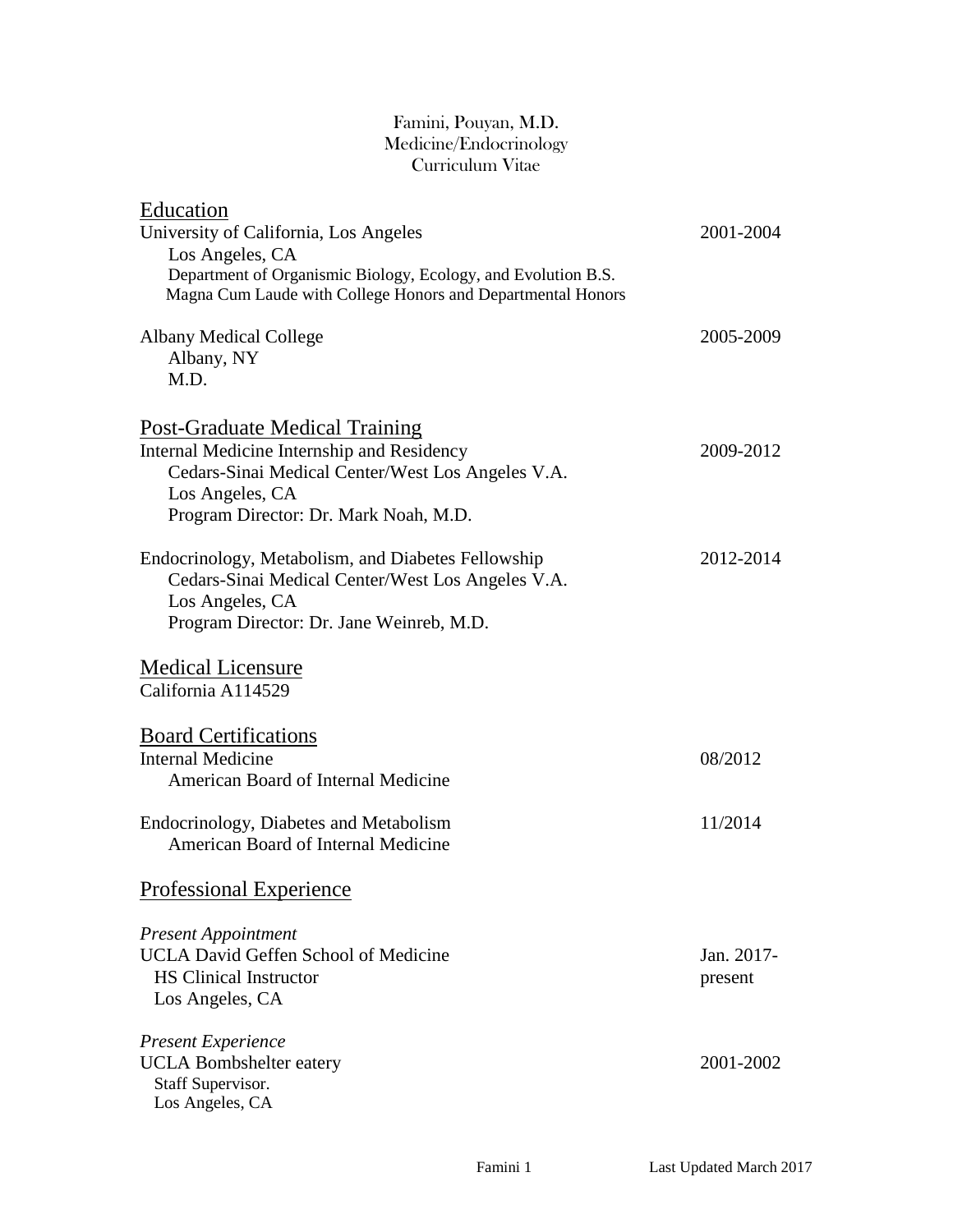Famini, Pouyan, M.D.
Medicine/Endocrinology
Curriculum Vitae

## Education

University of California, Los Angeles — 2001-2004
Los Angeles, CA
Department of Organismic Biology, Ecology, and Evolution B.S.
Magna Cum Laude with College Honors and Departmental Honors

Albany Medical College — 2005-2009
Albany, NY
M.D.

## Post-Graduate Medical Training

Internal Medicine Internship and Residency — 2009-2012
Cedars-Sinai Medical Center/West Los Angeles V.A.
Los Angeles, CA
Program Director: Dr. Mark Noah, M.D.

Endocrinology, Metabolism, and Diabetes Fellowship — 2012-2014
Cedars-Sinai Medical Center/West Los Angeles V.A.
Los Angeles, CA
Program Director: Dr. Jane Weinreb, M.D.

## Medical Licensure

California A114529

## Board Certifications

Internal Medicine — 08/2012
American Board of Internal Medicine

Endocrinology, Diabetes and Metabolism — 11/2014
American Board of Internal Medicine

## Professional Experience

*Present Appointment*

UCLA David Geffen School of Medicine — Jan. 2017-present
HS Clinical Instructor
Los Angeles, CA

*Present Experience*

UCLA Bombshelter eatery — 2001-2002
Staff Supervisor.
Los Angeles, CA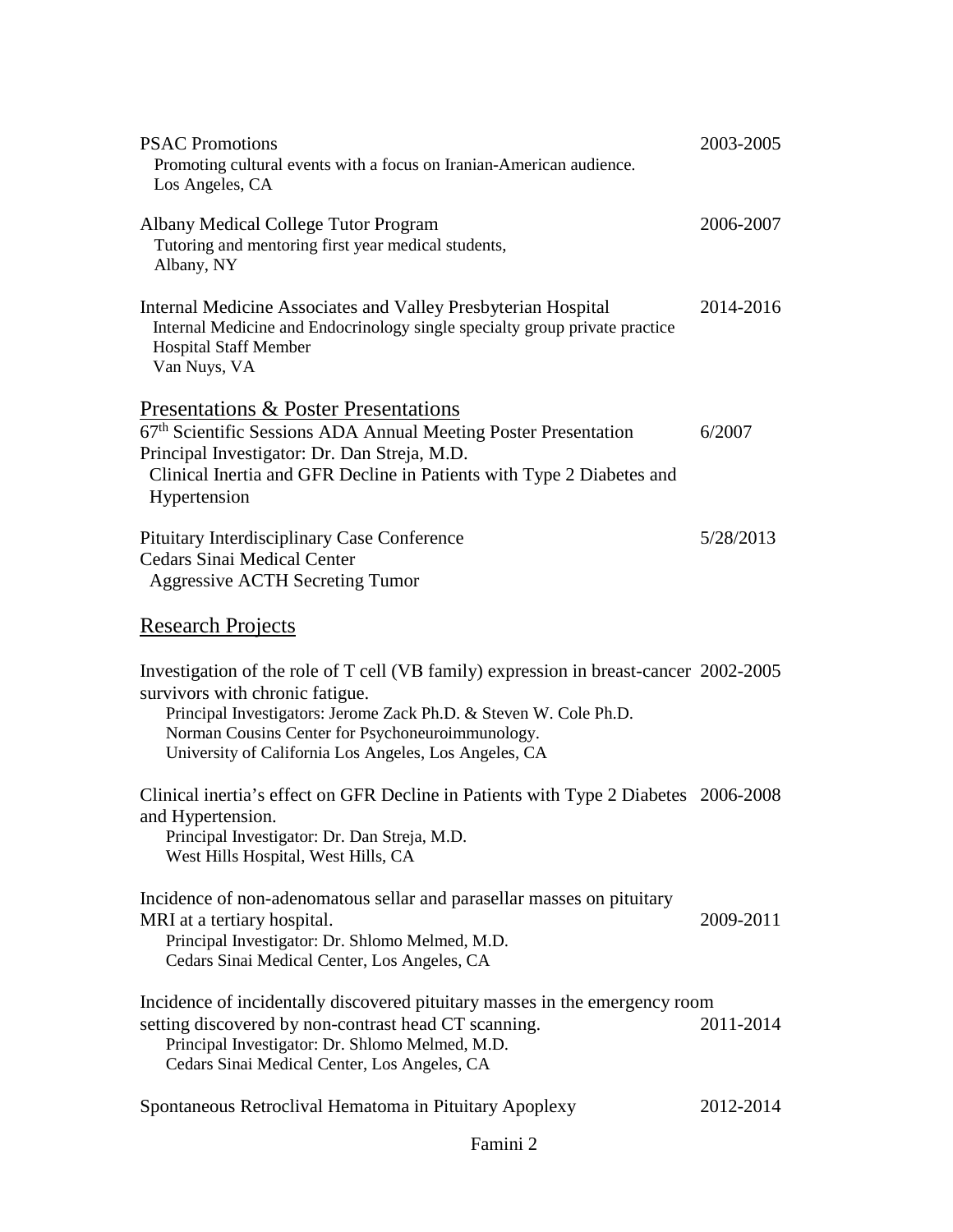PSAC Promotions 2003-2005
Promoting cultural events with a focus on Iranian-American audience.
Los Angeles, CA

Albany Medical College Tutor Program 2006-2007
Tutoring and mentoring first year medical students,
Albany, NY

Internal Medicine Associates and Valley Presbyterian Hospital 2014-2016
Internal Medicine and Endocrinology single specialty group private practice
Hospital Staff Member
Van Nuys, VA

## Presentations & Poster Presentations

67th Scientific Sessions ADA Annual Meeting Poster Presentation 6/2007
Principal Investigator: Dr. Dan Streja, M.D.
Clinical Inertia and GFR Decline in Patients with Type 2 Diabetes and Hypertension

Pituitary Interdisciplinary Case Conference 5/28/2013
Cedars Sinai Medical Center
Aggressive ACTH Secreting Tumor

## Research Projects

Investigation of the role of T cell (VB family) expression in breast-cancer survivors with chronic fatigue. 2002-2005
Principal Investigators: Jerome Zack Ph.D. & Steven W. Cole Ph.D.
Norman Cousins Center for Psychoneuroimmunology.
University of California Los Angeles, Los Angeles, CA

Clinical inertia's effect on GFR Decline in Patients with Type 2 Diabetes and Hypertension. 2006-2008
Principal Investigator: Dr. Dan Streja, M.D.
West Hills Hospital, West Hills, CA

Incidence of non-adenomatous sellar and parasellar masses on pituitary MRI at a tertiary hospital. 2009-2011
Principal Investigator: Dr. Shlomo Melmed, M.D.
Cedars Sinai Medical Center, Los Angeles, CA

Incidence of incidentally discovered pituitary masses in the emergency room setting discovered by non-contrast head CT scanning. 2011-2014
Principal Investigator: Dr. Shlomo Melmed, M.D.
Cedars Sinai Medical Center, Los Angeles, CA

Spontaneous Retroclival Hematoma in Pituitary Apoplexy 2012-2014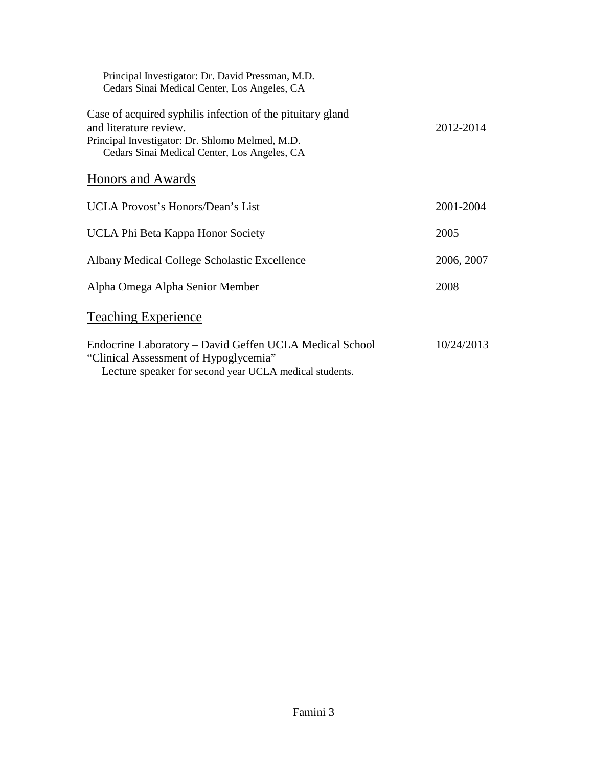Principal Investigator: Dr. David Pressman, M.D.
Cedars Sinai Medical Center, Los Angeles, CA

Case of acquired syphilis infection of the pituitary gland and literature review. 2012-2014
Principal Investigator: Dr. Shlomo Melmed, M.D.
Cedars Sinai Medical Center, Los Angeles, CA

## Honors and Awards

UCLA Provost's Honors/Dean's List 2001-2004

UCLA Phi Beta Kappa Honor Society 2005

Albany Medical College Scholastic Excellence 2006, 2007

Alpha Omega Alpha Senior Member 2008

## Teaching Experience

Endocrine Laboratory – David Geffen UCLA Medical School 10/24/2013
"Clinical Assessment of Hypoglycemia"
Lecture speaker for second year UCLA medical students.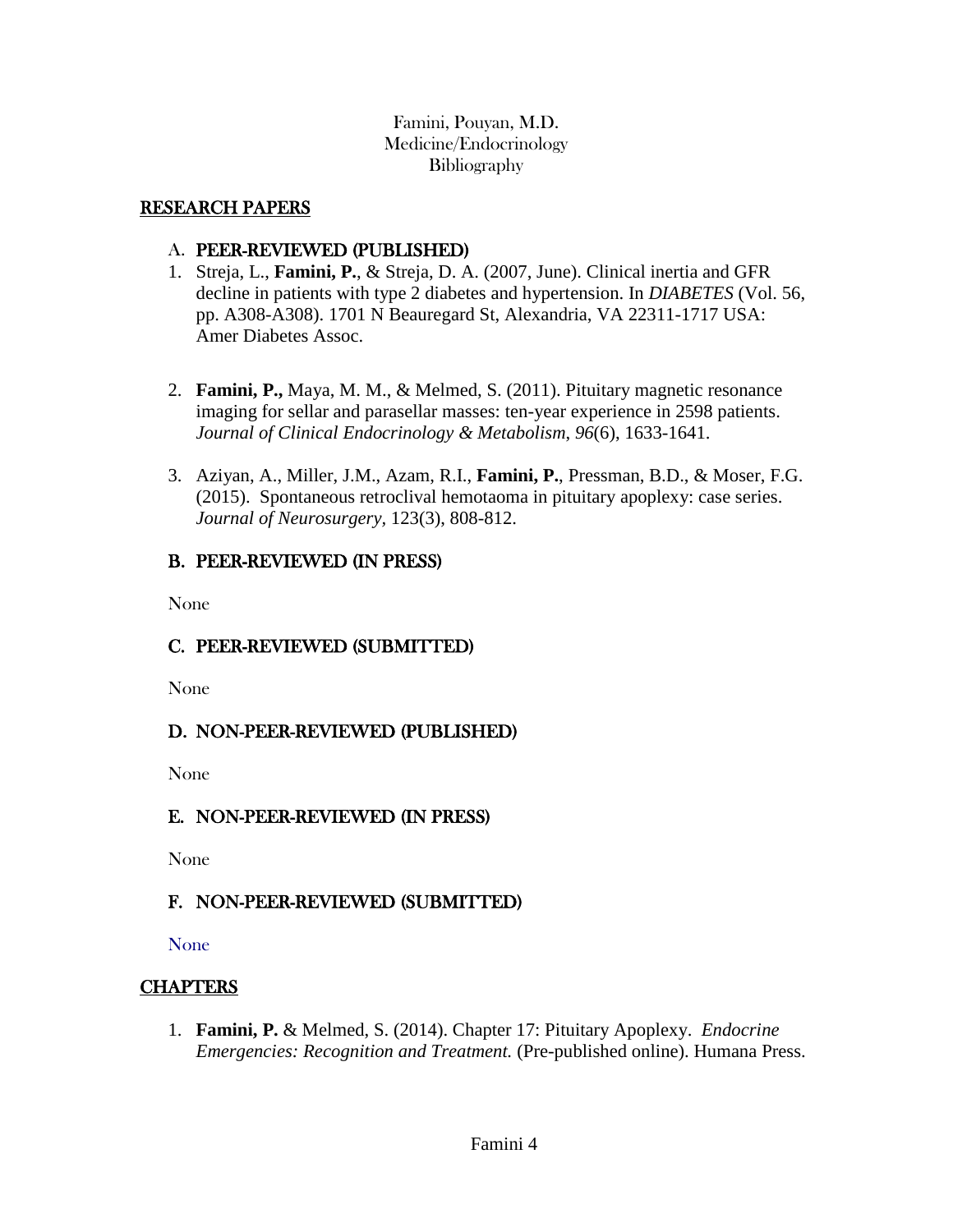Famini, Pouyan, M.D.
Medicine/Endocrinology
Bibliography

## RESEARCH PAPERS

### A. PEER-REVIEWED (PUBLISHED)

1. Streja, L., **Famini, P.**, & Streja, D. A. (2007, June). Clinical inertia and GFR decline in patients with type 2 diabetes and hypertension. In *DIABETES* (Vol. 56, pp. A308-A308). 1701 N Beauregard St, Alexandria, VA 22311-1717 USA: Amer Diabetes Assoc.

2. **Famini, P.,** Maya, M. M., & Melmed, S. (2011). Pituitary magnetic resonance imaging for sellar and parasellar masses: ten-year experience in 2598 patients. *Journal of Clinical Endocrinology & Metabolism*, *96*(6), 1633-1641.

3. Aziyan, A., Miller, J.M., Azam, R.I., **Famini, P.**, Pressman, B.D., & Moser, F.G. (2015). Spontaneous retroclival hemotaoma in pituitary apoplexy: case series. *Journal of Neurosurgery,* 123(3), 808-812.

### B. PEER-REVIEWED (IN PRESS)

None

### C. PEER-REVIEWED (SUBMITTED)

None

### D. NON-PEER-REVIEWED (PUBLISHED)

None

### E. NON-PEER-REVIEWED (IN PRESS)

None

### F. NON-PEER-REVIEWED (SUBMITTED)

None

## CHAPTERS

1. **Famini, P.** & Melmed, S. (2014). Chapter 17: Pituitary Apoplexy. *Endocrine Emergencies: Recognition and Treatment.* (Pre-published online). Humana Press.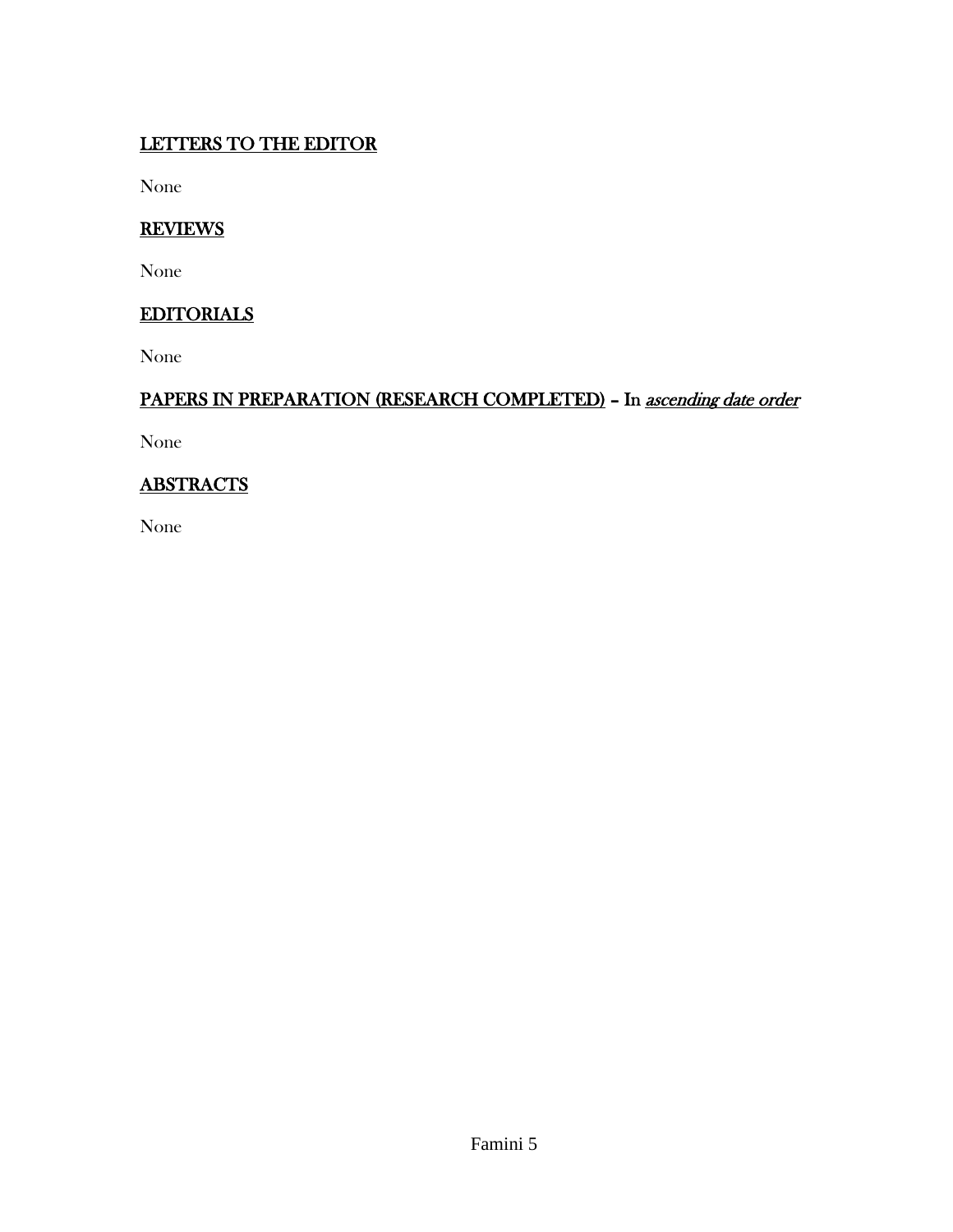**<u>LETTERS TO THE EDITOR</u>**

None

**<u>REVIEWS</u>**

None

**<u>EDITORIALS</u>**

None

**<u>PAPERS IN PREPARATION (RESEARCH COMPLETED)</u> – In *<u>ascending date order</u>***

None

**<u>ABSTRACTS</u>**

None